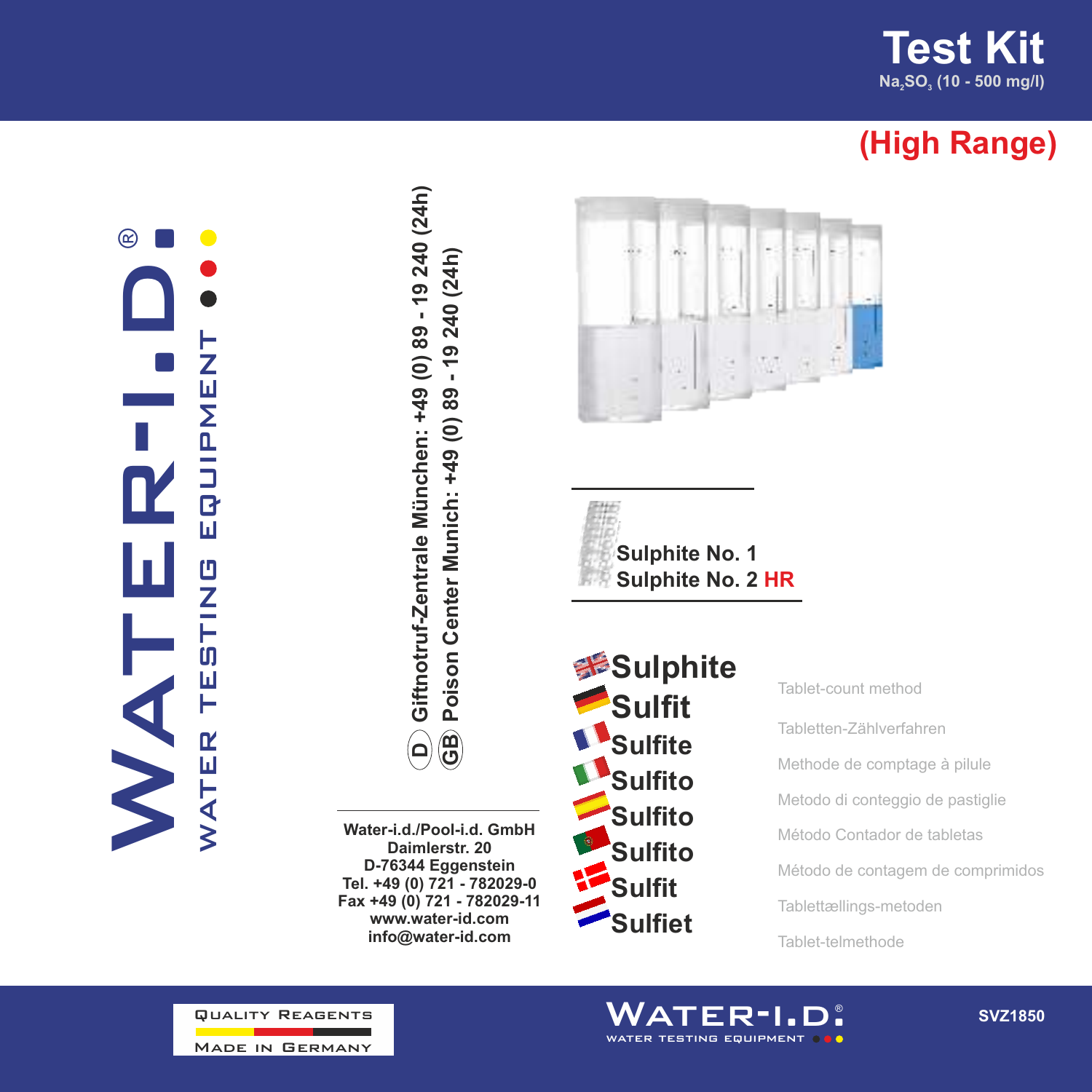# Test Kit

$Na_2SO_3$ (10 - 500 mg/l)

## (High Range)

WATER-I.D.®

WATER TESTING EQUIPMENT

(D) Giftnotruf-Zentrale München: +49 (0) 89 - 19 240 (24h)

(GB) Poison Center Munich: +49 (0) 89 - 19 240 (24h)

**Sulphite No. 1**
**Sulphite No. 2 HR**

| | |
|---|---|
| **Sulphite** | Tablet-count method |
| **Sulfit** | Tabletten-Zählverfahren |
| **Sulfite** | Methode de comptage à pilule |
| **Sulfito** | Metodo di conteggio de pastiglie |
| **Sulfito** | Método Contador de tabletas |
| **Sulfito** | Método de contagem de comprimidos |
| **Sulfit** | Tablettællings-metoden |
| **Sulfiet** | Tablet-telmethode |

**Water-i.d./Pool-i.d. GmbH**
**Daimlerstr. 20**
**D-76344 Eggenstein**
**Tel. +49 (0) 721 - 782029-0**
**Fax +49 (0) 721 - 782029-11**
**www.water-id.com**
**info@water-id.com**

QUALITY REAGENTS
MADE IN GERMANY

WATER-I.D.®
WATER TESTING EQUIPMENT

SVZ1850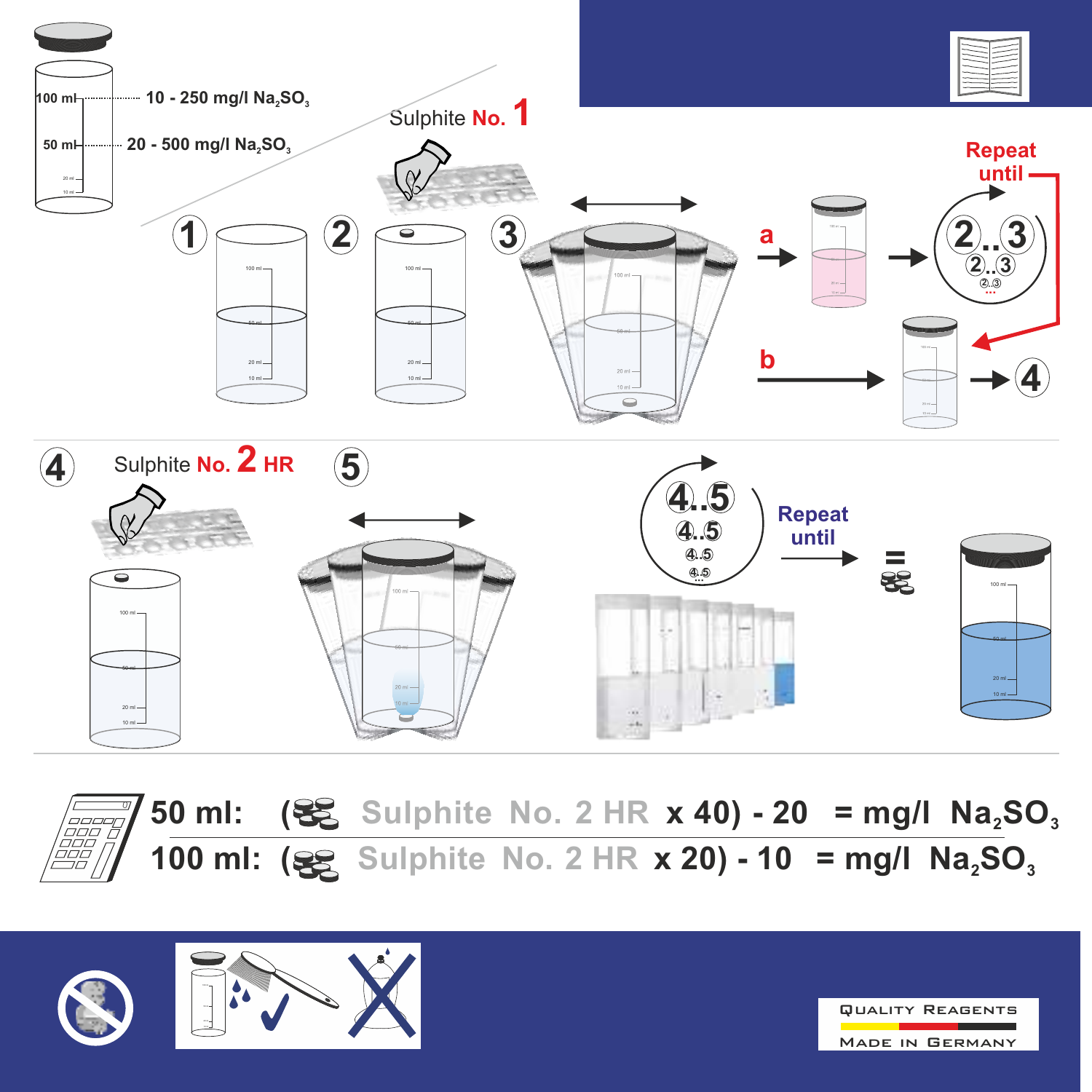100 ml — 10 - 250 mg/l $Na_2SO_3$

50 ml — 20 - 500 mg/l $Na_2SO_3$

Sulphite **No. 1**

1 2 3

a → 2..3 **Repeat until**

b → 4

4 Sulphite **No. 2 HR**

5

4..5 **Repeat until** =

**50 ml: ( Sulphite No. 2 HR x 40) - 20 = mg/l $Na_2SO_3$**

**100 ml: ( Sulphite No. 2 HR x 20) - 10 = mg/l $Na_2SO_3$**

QUALITY REAGENTS

MADE IN GERMANY